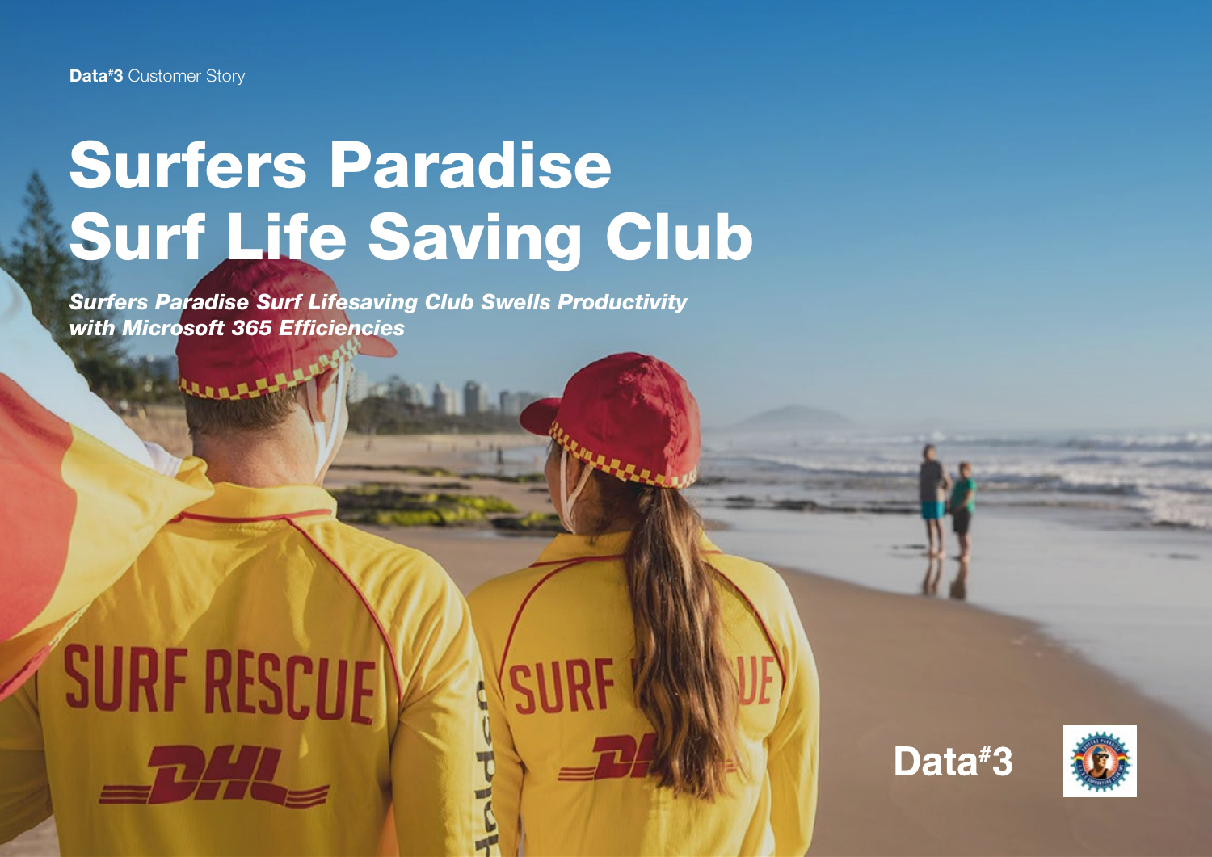**Data#3** Customer Story

# Surfers Paradise Surf Life Saving Club

***Surfers Paradise Surf Lifesaving Club Swells Productivity with Microsoft 365 Efficiencies***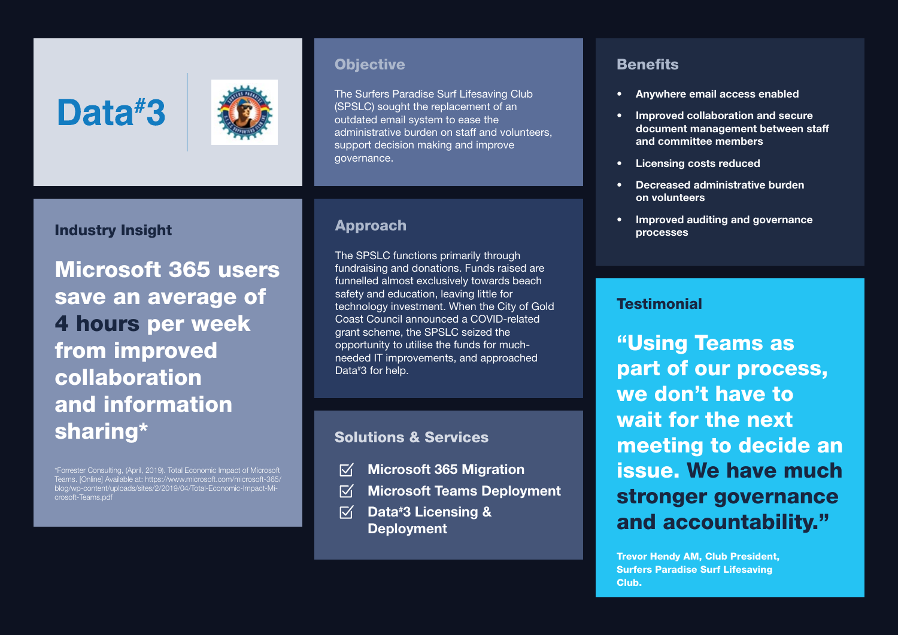Data[#]3

## Objective

The Surfers Paradise Surf Lifesaving Club (SPSLC) sought the replacement of an outdated email system to ease the administrative burden on staff and volunteers, support decision making and improve governance.

## Benefits

- **Anywhere email access enabled**
- **Improved collaboration and secure document management between staff and committee members**
- **Licensing costs reduced**
- **Decreased administrative burden on volunteers**
- **Improved auditing and governance processes**

## Industry Insight

**Microsoft 365 users save an average of 4 hours per week from improved collaboration and information sharing***

*Forrester Consulting, (April, 2019). Total Economic Impact of Microsoft Teams. [Online] Available at: https://www.microsoft.com/microsoft-365/blog/wp-content/uploads/sites/2/2019/04/Total-Economic-Impact-Microsoft-Teams.pdf

## Approach

The SPSLC functions primarily through fundraising and donations. Funds raised are funnelled almost exclusively towards beach safety and education, leaving little for technology investment. When the City of Gold Coast Council announced a COVID-related grant scheme, the SPSLC seized the opportunity to utilise the funds for much-needed IT improvements, and approached Data[#]3 for help.

## Solutions & Services

- ☑ **Microsoft 365 Migration**
- ☑ **Microsoft Teams Deployment**
- ☑ **Data[#]3 Licensing & Deployment**

## Testimonial

**"Using Teams as part of our process, we don't have to wait for the next meeting to decide an issue. We have much stronger governance and accountability."**

**Trevor Hendy AM, Club President, Surfers Paradise Surf Lifesaving Club.**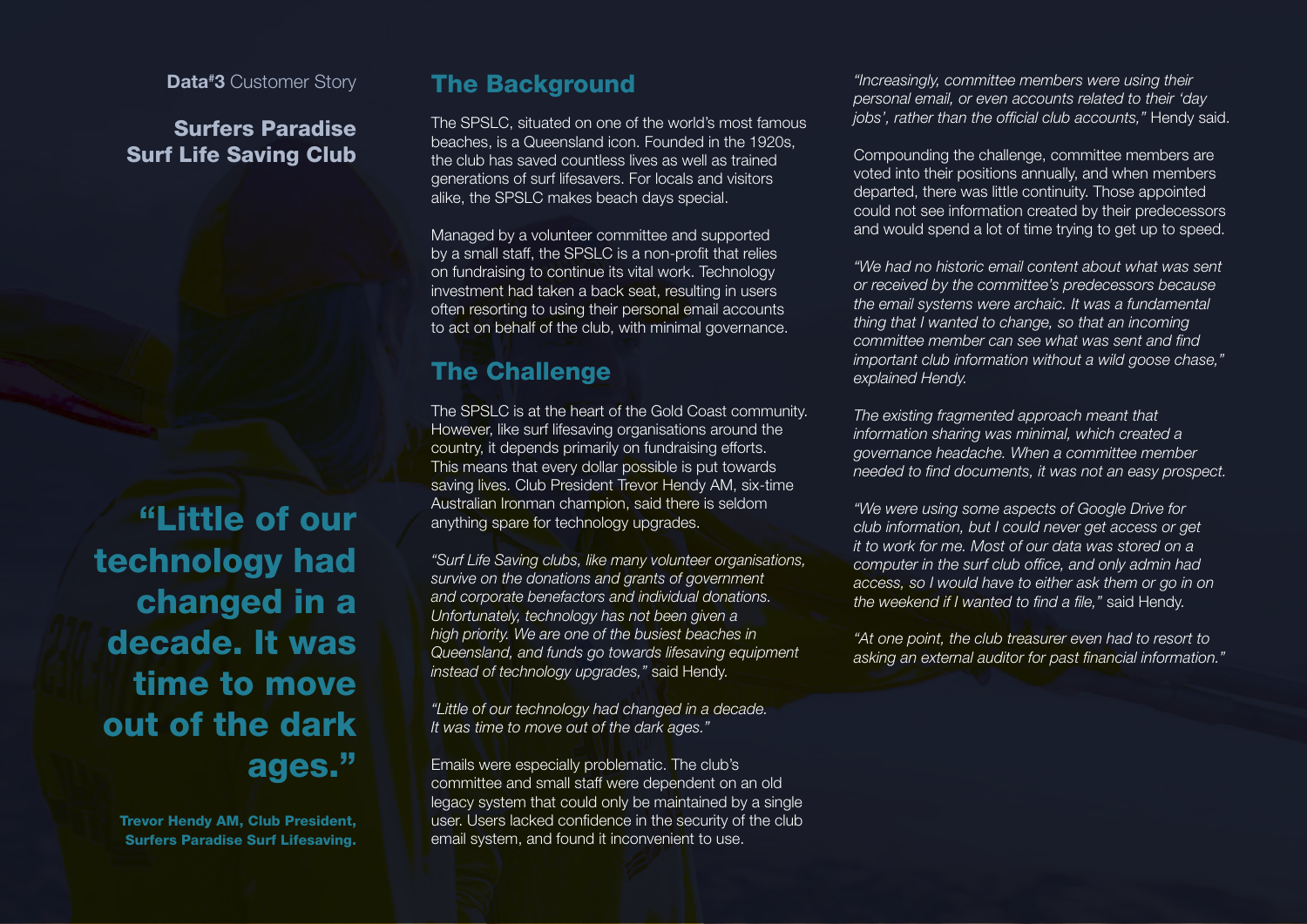**Data#3** Customer Story

**Surfers Paradise Surf Life Saving Club**

## "Little of our technology had changed in a decade. It was time to move out of the dark ages."

**Trevor Hendy AM, Club President, Surfers Paradise Surf Lifesaving.**

## The Background

The SPSLC, situated on one of the world's most famous beaches, is a Queensland icon. Founded in the 1920s, the club has saved countless lives as well as trained generations of surf lifesavers. For locals and visitors alike, the SPSLC makes beach days special.

Managed by a volunteer committee and supported by a small staff, the SPSLC is a non-profit that relies on fundraising to continue its vital work. Technology investment had taken a back seat, resulting in users often resorting to using their personal email accounts to act on behalf of the club, with minimal governance.

## The Challenge

The SPSLC is at the heart of the Gold Coast community. However, like surf lifesaving organisations around the country, it depends primarily on fundraising efforts. This means that every dollar possible is put towards saving lives. Club President Trevor Hendy AM, six-time Australian Ironman champion, said there is seldom anything spare for technology upgrades.

*"Surf Life Saving clubs, like many volunteer organisations, survive on the donations and grants of government and corporate benefactors and individual donations. Unfortunately, technology has not been given a high priority. We are one of the busiest beaches in Queensland, and funds go towards lifesaving equipment instead of technology upgrades,"* said Hendy.

*"Little of our technology had changed in a decade. It was time to move out of the dark ages."*

Emails were especially problematic. The club's committee and small staff were dependent on an old legacy system that could only be maintained by a single user. Users lacked confidence in the security of the club email system, and found it inconvenient to use.

*"Increasingly, committee members were using their personal email, or even accounts related to their 'day jobs', rather than the official club accounts,"* Hendy said.

Compounding the challenge, committee members are voted into their positions annually, and when members departed, there was little continuity. Those appointed could not see information created by their predecessors and would spend a lot of time trying to get up to speed.

*"We had no historic email content about what was sent or received by the committee's predecessors because the email systems were archaic. It was a fundamental thing that I wanted to change, so that an incoming committee member can see what was sent and find important club information without a wild goose chase," explained Hendy.*

*The existing fragmented approach meant that information sharing was minimal, which created a governance headache. When a committee member needed to find documents, it was not an easy prospect.*

*"We were using some aspects of Google Drive for club information, but I could never get access or get it to work for me. Most of our data was stored on a computer in the surf club office, and only admin had access, so I would have to either ask them or go in on the weekend if I wanted to find a file,"* said Hendy.

*"At one point, the club treasurer even had to resort to asking an external auditor for past financial information."*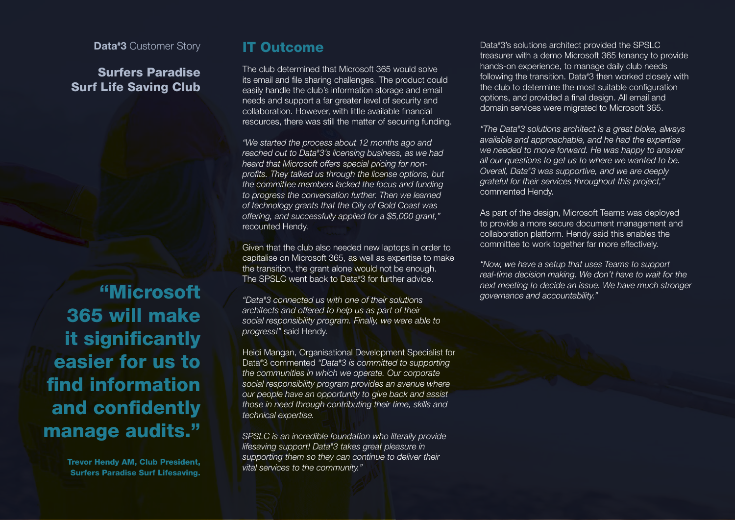**Data#3** Customer Story

**Surfers Paradise Surf Life Saving Club**

## IT Outcome

The club determined that Microsoft 365 would solve its email and file sharing challenges. The product could easily handle the club's information storage and email needs and support a far greater level of security and collaboration. However, with little available financial resources, there was still the matter of securing funding.

*"We started the process about 12 months ago and reached out to Data#3's licensing business, as we had heard that Microsoft offers special pricing for non-profits. They talked us through the license options, but the committee members lacked the focus and funding to progress the conversation further. Then we learned of technology grants that the City of Gold Coast was offering, and successfully applied for a $5,000 grant,"* recounted Hendy.

Given that the club also needed new laptops in order to capitalise on Microsoft 365, as well as expertise to make the transition, the grant alone would not be enough. The SPSLC went back to Data#3 for further advice.

*"Data#3 connected us with one of their solutions architects and offered to help us as part of their social responsibility program. Finally, we were able to progress!"* said Hendy.

Heidi Mangan, Organisational Development Specialist for Data#3 commented *"Data#3 is committed to supporting the communities in which we operate. Our corporate social responsibility program provides an avenue where our people have an opportunity to give back and assist those in need through contributing their time, skills and technical expertise.*

*SPSLC is an incredible foundation who literally provide lifesaving support! Data#3 takes great pleasure in supporting them so they can continue to deliver their vital services to the community."*

Data#3's solutions architect provided the SPSLC treasurer with a demo Microsoft 365 tenancy to provide hands-on experience, to manage daily club needs following the transition. Data#3 then worked closely with the club to determine the most suitable configuration options, and provided a final design. All email and domain services were migrated to Microsoft 365.

*"The Data#3 solutions architect is a great bloke, always available and approachable, and he had the expertise we needed to move forward. He was happy to answer all our questions to get us to where we wanted to be. Overall, Data#3 was supportive, and we are deeply grateful for their services throughout this project,"* commented Hendy.

As part of the design, Microsoft Teams was deployed to provide a more secure document management and collaboration platform. Hendy said this enables the committee to work together far more effectively.

*"Now, we have a setup that uses Teams to support real-time decision making. We don't have to wait for the next meeting to decide an issue. We have much stronger governance and accountability."*

> **"Microsoft 365 will make it significantly easier for us to find information and confidently manage audits."**
>
> **Trevor Hendy AM, Club President, Surfers Paradise Surf Lifesaving.**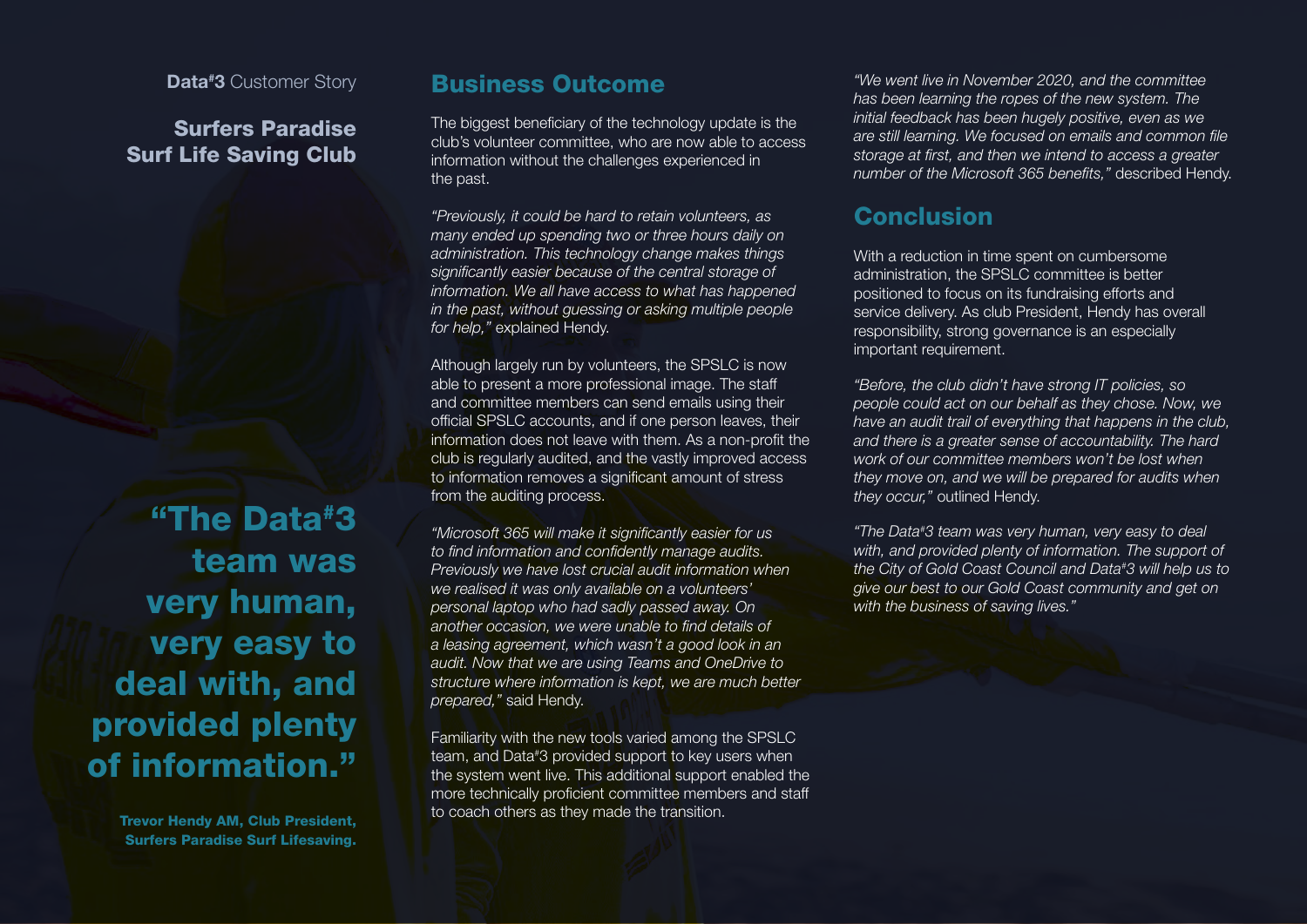**Data#3** Customer Story

**Surfers Paradise Surf Life Saving Club**

## "The Data#3 team was very human, very easy to deal with, and provided plenty of information."

**Trevor Hendy AM, Club President, Surfers Paradise Surf Lifesaving.**

## Business Outcome

The biggest beneficiary of the technology update is the club's volunteer committee, who are now able to access information without the challenges experienced in the past.

*"Previously, it could be hard to retain volunteers, as many ended up spending two or three hours daily on administration. This technology change makes things significantly easier because of the central storage of information. We all have access to what has happened in the past, without guessing or asking multiple people for help,"* explained Hendy.

Although largely run by volunteers, the SPSLC is now able to present a more professional image. The staff and committee members can send emails using their official SPSLC accounts, and if one person leaves, their information does not leave with them. As a non-profit the club is regularly audited, and the vastly improved access to information removes a significant amount of stress from the auditing process.

*"Microsoft 365 will make it significantly easier for us to find information and confidently manage audits. Previously we have lost crucial audit information when we realised it was only available on a volunteers' personal laptop who had sadly passed away. On another occasion, we were unable to find details of a leasing agreement, which wasn't a good look in an audit. Now that we are using Teams and OneDrive to structure where information is kept, we are much better prepared,"* said Hendy.

Familiarity with the new tools varied among the SPSLC team, and Data#3 provided support to key users when the system went live. This additional support enabled the more technically proficient committee members and staff to coach others as they made the transition.

*"We went live in November 2020, and the committee has been learning the ropes of the new system. The initial feedback has been hugely positive, even as we are still learning. We focused on emails and common file storage at first, and then we intend to access a greater number of the Microsoft 365 benefits,"* described Hendy.

## Conclusion

With a reduction in time spent on cumbersome administration, the SPSLC committee is better positioned to focus on its fundraising efforts and service delivery. As club President, Hendy has overall responsibility, strong governance is an especially important requirement.

*"Before, the club didn't have strong IT policies, so people could act on our behalf as they chose. Now, we have an audit trail of everything that happens in the club, and there is a greater sense of accountability. The hard work of our committee members won't be lost when they move on, and we will be prepared for audits when they occur,"* outlined Hendy.

*"The Data#3 team was very human, very easy to deal with, and provided plenty of information. The support of the City of Gold Coast Council and Data#3 will help us to give our best to our Gold Coast community and get on with the business of saving lives."*